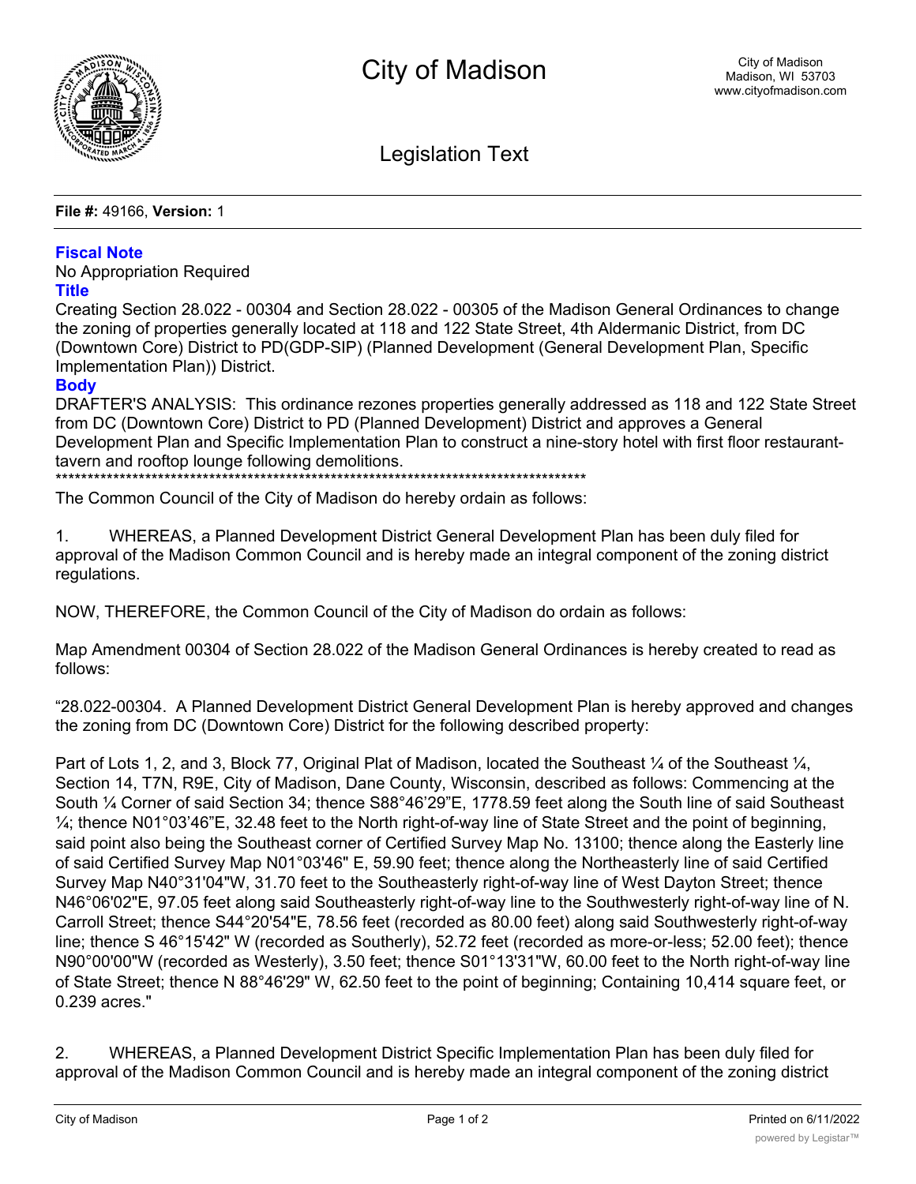# City of Madison

City of Madison
Madison, WI 53703
www.cityofmadison.com

## Legislation Text

**File #:** 49166, **Version:** 1

### Fiscal Note

No Appropriation Required

### Title

Creating Section 28.022 - 00304 and Section 28.022 - 00305 of the Madison General Ordinances to change the zoning of properties generally located at 118 and 122 State Street, 4th Aldermanic District, from DC (Downtown Core) District to PD(GDP-SIP) (Planned Development (General Development Plan, Specific Implementation Plan)) District.

### Body

DRAFTER'S ANALYSIS: This ordinance rezones properties generally addressed as 118 and 122 State Street from DC (Downtown Core) District to PD (Planned Development) District and approves a General Development Plan and Specific Implementation Plan to construct a nine-story hotel with first floor restaurant-tavern and rooftop lounge following demolitions.

*******************************************************************************************

The Common Council of the City of Madison do hereby ordain as follows:

1. WHEREAS, a Planned Development District General Development Plan has been duly filed for approval of the Madison Common Council and is hereby made an integral component of the zoning district regulations.

NOW, THEREFORE, the Common Council of the City of Madison do ordain as follows:

Map Amendment 00304 of Section 28.022 of the Madison General Ordinances is hereby created to read as follows:

"28.022-00304. A Planned Development District General Development Plan is hereby approved and changes the zoning from DC (Downtown Core) District for the following described property:

Part of Lots 1, 2, and 3, Block 77, Original Plat of Madison, located the Southeast ¼ of the Southeast ¼, Section 14, T7N, R9E, City of Madison, Dane County, Wisconsin, described as follows: Commencing at the South ¼ Corner of said Section 34; thence S88°46'29"E, 1778.59 feet along the South line of said Southeast ¼; thence N01°03'46"E, 32.48 feet to the North right-of-way line of State Street and the point of beginning, said point also being the Southeast corner of Certified Survey Map No. 13100; thence along the Easterly line of said Certified Survey Map N01°03'46" E, 59.90 feet; thence along the Northeasterly line of said Certified Survey Map N40°31'04"W, 31.70 feet to the Southeasterly right-of-way line of West Dayton Street; thence N46°06'02"E, 97.05 feet along said Southeasterly right-of-way line to the Southwesterly right-of-way line of N. Carroll Street; thence S44°20'54"E, 78.56 feet (recorded as 80.00 feet) along said Southwesterly right-of-way line; thence S 46°15'42" W (recorded as Southerly), 52.72 feet (recorded as more-or-less; 52.00 feet); thence N90°00'00"W (recorded as Westerly), 3.50 feet; thence S01°13'31"W, 60.00 feet to the North right-of-way line of State Street; thence N 88°46'29" W, 62.50 feet to the point of beginning; Containing 10,414 square feet, or 0.239 acres."

2. WHEREAS, a Planned Development District Specific Implementation Plan has been duly filed for approval of the Madison Common Council and is hereby made an integral component of the zoning district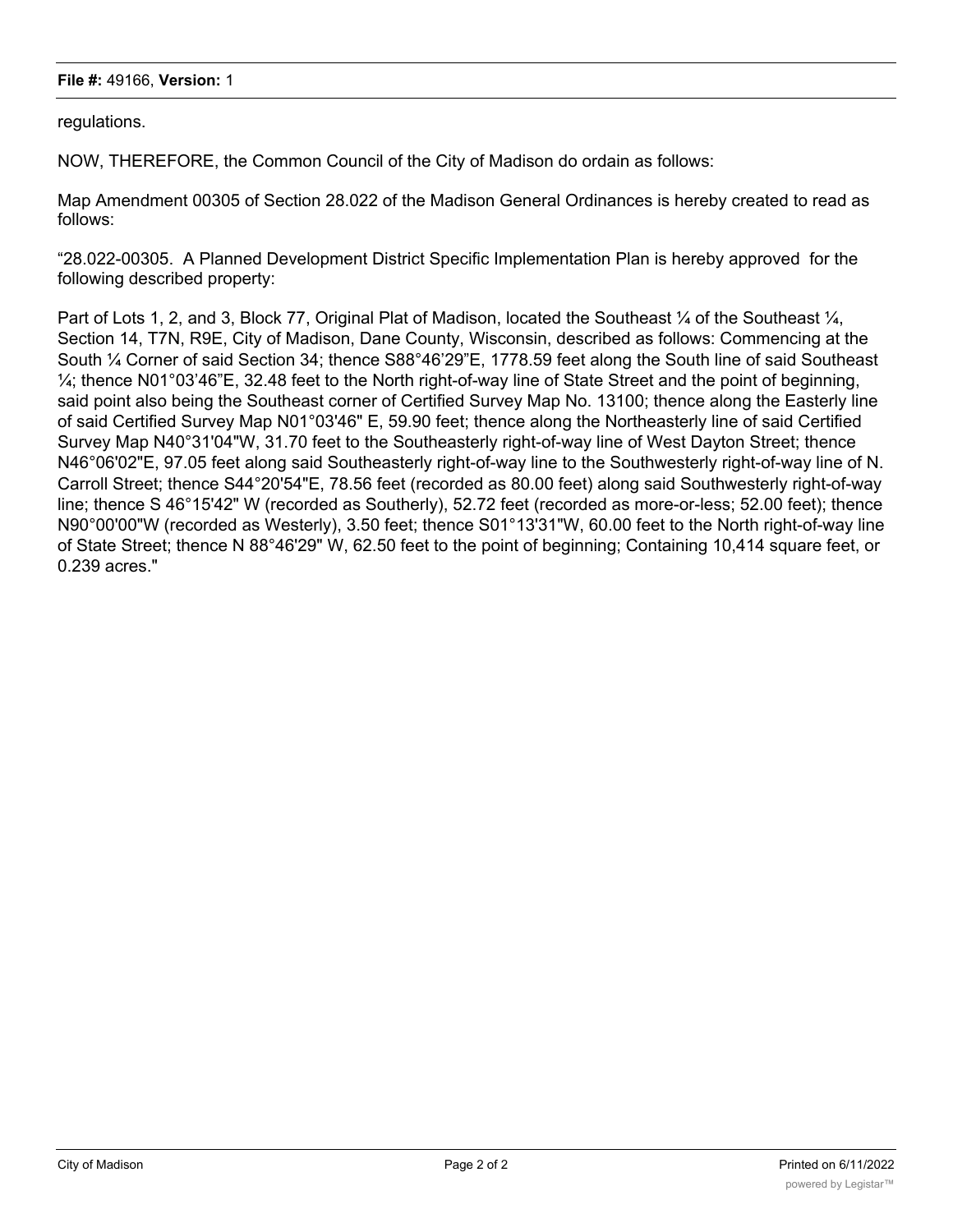regulations.

NOW, THEREFORE, the Common Council of the City of Madison do ordain as follows:

Map Amendment 00305 of Section 28.022 of the Madison General Ordinances is hereby created to read as follows:

"28.022-00305. A Planned Development District Specific Implementation Plan is hereby approved for the following described property:

Part of Lots 1, 2, and 3, Block 77, Original Plat of Madison, located the Southeast ¼ of the Southeast ¼, Section 14, T7N, R9E, City of Madison, Dane County, Wisconsin, described as follows: Commencing at the South ¼ Corner of said Section 34; thence S88°46'29"E, 1778.59 feet along the South line of said Southeast ¼; thence N01°03'46"E, 32.48 feet to the North right-of-way line of State Street and the point of beginning, said point also being the Southeast corner of Certified Survey Map No. 13100; thence along the Easterly line of said Certified Survey Map N01°03'46" E, 59.90 feet; thence along the Northeasterly line of said Certified Survey Map N40°31'04"W, 31.70 feet to the Southeasterly right-of-way line of West Dayton Street; thence N46°06'02"E, 97.05 feet along said Southeasterly right-of-way line to the Southwesterly right-of-way line of N. Carroll Street; thence S44°20'54"E, 78.56 feet (recorded as 80.00 feet) along said Southwesterly right-of-way line; thence S 46°15'42" W (recorded as Southerly), 52.72 feet (recorded as more-or-less; 52.00 feet); thence N90°00'00"W (recorded as Westerly), 3.50 feet; thence S01°13'31"W, 60.00 feet to the North right-of-way line of State Street; thence N 88°46'29" W, 62.50 feet to the point of beginning; Containing 10,414 square feet, or 0.239 acres."